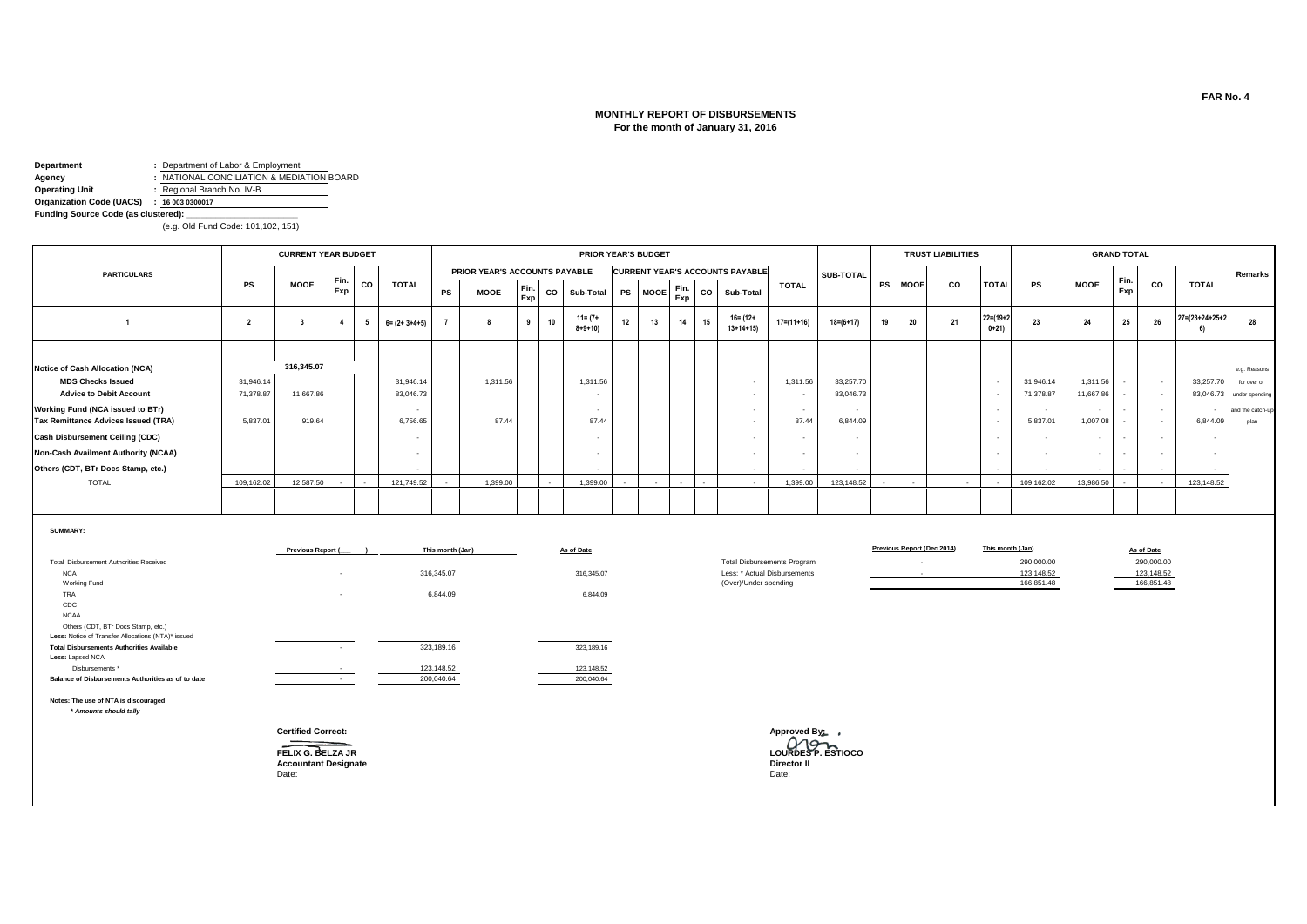FAR No. 4

# MONTHLY REPORT OF DISBURSEMENTS
## For the month of January 31, 2016

**Department** : Department of Labor & Employment
**Agency** : NATIONAL CONCILIATION & MEDIATION BOARD
**Operating Unit** : Regional Branch No. IV-B
**Organization Code (UACS)** : 16 003 0300017
**Funding Source Code (as clustered):** ____________________
(e.g. Old Fund Code: 101,102, 151)

| PARTICULARS | CURRENT YEAR BUDGET | | | | | PRIOR YEAR'S BUDGET | | | | | | | | | | | | TRUST LIABILITIES | | | | GRAND TOTAL | | | | | Remarks |
|---|---|---|---|---|---|---|---|---|---|---|---|---|---|---|---|---|---|---|---|---|---|---|---|---|---|---|---|
| | | | | | | PRIOR YEAR'S ACCOUNTS PAYABLE | | | | | CURRENT YEAR'S ACCOUNTS PAYABLE | | | | | TOTAL | SUB-TOTAL | | | | | | | | | | |
| | PS | MOOE | Fin. Exp | CO | TOTAL | PS | MOOE | Fin. Exp | CO | Sub-Total | PS | MOOE | Fin. Exp | CO | Sub-Total | | | PS | MOOE | CO | TOTAL | PS | MOOE | Fin. Exp | CO | TOTAL | |
| 1 | 2 | 3 | 4 | 5 | 6= (2+ 3+4+5) | 7 | 8 | 9 | 10 | 11= (7+ 8+9+10) | 12 | 13 | 14 | 15 | 16= (12+ 13+14+15) | 17=(11+16) | 18=(6+17) | 19 | 20 | 21 | 22=(19+20+21) | 23 | 24 | 25 | 26 | 27=(23+24+25+26) | 28 |
| **Notice of Cash Allocation (NCA)** | | 316,345.07 | | | | | | | | | | | | | | | | | | | | | | | | | e.g. Reasons for over or under spending and the catch-up plan |
| **MDS Checks Issued** | 31,946.14 | | | | 31,946.14 | | 1,311.56 | | | 1,311.56 | | | | | - | 1,311.56 | 33,257.70 | | | | - | 31,946.14 | 1,311.56 | - | - | 33,257.70 | |
| **Advice to Debit Account** | 71,378.87 | 11,667.86 | | | 83,046.73 | | | | | - | | | | | - | - | 83,046.73 | | | | - | 71,378.87 | 11,667.86 | - | - | 83,046.73 | |
| **Working Fund (NCA issued to BTr)** | | | | | - | | | | | - | | | | | - | - | - | | | | - | - | - | - | - | - | |
| **Tax Remittance Advices Issued (TRA)** | 5,837.01 | 919.64 | | | 6,756.65 | | 87.44 | | | 87.44 | | | | | - | 87.44 | 6,844.09 | | | | - | 5,837.01 | 1,007.08 | - | - | 6,844.09 | |
| **Cash Disbursement Ceiling (CDC)** | | | | | - | | | | | - | | | | | - | - | - | | | | - | - | - | - | - | - | |
| **Non-Cash Availment Authority (NCAA)** | | | | | - | | | | | - | | | | | - | - | - | | | | - | - | - | - | - | - | |
| **Others (CDT, BTr Docs Stamp, etc.)** | | | | | - | | | | | - | | | | | - | - | - | | | | - | - | - | - | - | - | |
| TOTAL | 109,162.02 | 12,587.50 | - | - | 121,749.52 | - | 1,399.00 | | - | 1,399.00 | - | - | - | - | - | 1,399.00 | 123,148.52 | - | - | - | - | 109,162.02 | 13,986.50 | - | - | 123,148.52 | |

**SUMMARY:**

| | Previous Report (___) | This month (Jan) | As of Date |
|---|---|---|---|
| Total Disbursement Authorities Received | | | |
| NCA | - | 316,345.07 | 316,345.07 |
| Working Fund | | | |
| TRA | - | 6,844.09 | 6,844.09 |
| CDC | | | |
| NCAA | | | |
| Others (CDT, BTr Docs Stamp, etc.) | | | |
| Less: Notice of Transfer Allocations (NTA)* issued | | | |
| **Total Disbursements Authorities Available** | - | 323,189.16 | 323,189.16 |
| **Less:** Lapsed NCA | | | |
| Disbursements * | - | 123,148.52 | 123,148.52 |
| **Balance of Disbursements Authorities as of to date** | - | 200,040.64 | 200,040.64 |

| | Previous Report (Dec 2014) | This month (Jan) | As of Date |
|---|---|---|---|
| Total Disbursements Program | - | 290,000.00 | 290,000.00 |
| Less: * Actual Disbursements | - | 123,148.52 | 123,148.52 |
| (Over)/Under spending | | 166,851.48 | 166,851.48 |

**Notes: The use of NTA is discouraged**
*** Amounts should tally**

**Certified Correct:**

**FELIX G. BELZA JR**
**Accountant Designate**
Date:

**Approved By:**

**LOURDES P. ESTIOCO**
**Director II**
Date: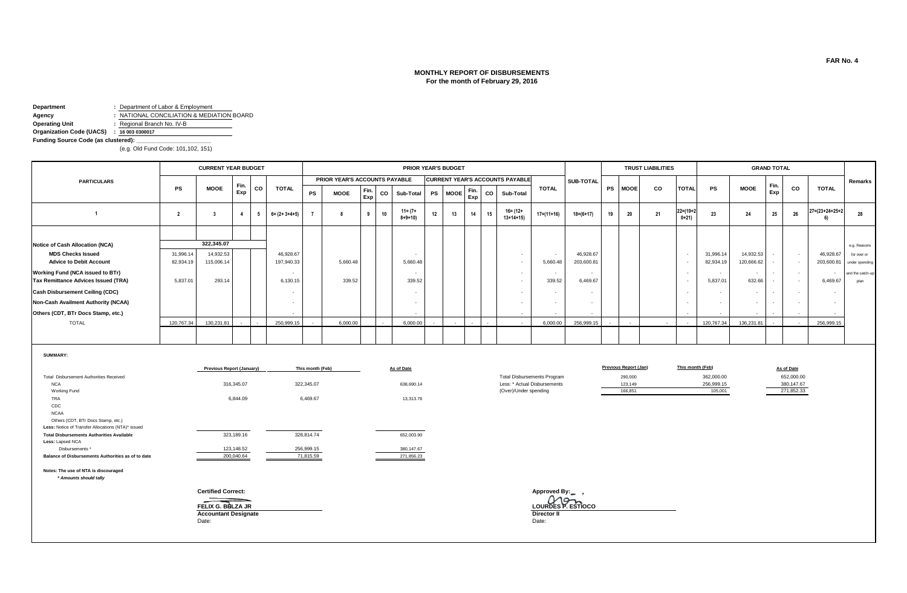FAR No. 4

**MONTHLY REPORT OF DISBURSEMENTS**
**For the month of February 29, 2016**

**Department** : Department of Labor & Employment
**Agency** : NATIONAL CONCILIATION & MEDIATION BOARD
**Operating Unit** : Regional Branch No. IV-B
**Organization Code (UACS)** : 16 003 0300017
**Funding Source Code (as clustered):** ____________
(e.g. Old Fund Code: 101,102, 151)

| PARTICULARS | CURRENT YEAR BUDGET | | | | | PRIOR YEAR'S BUDGET | | | | | | | | | | | SUB-TOTAL | TRUST LIABILITIES | | | | GRAND TOTAL | | | | | Remarks |
|---|---|---|---|---|---|---|---|---|---|---|---|---|---|---|---|---|---|---|---|---|---|---|---|---|---|---|---|
| | | | | | | PRIOR YEAR'S ACCOUNTS PAYABLE | | | | | CURRENT YEAR'S ACCOUNTS PAYABLE | | | | | TOTAL | | | | | | | | | | | |
| | PS | MOOE | Fin. Exp | CO | TOTAL | PS | MOOE | Fin. Exp | CO | Sub-Total | PS | MOOE | Fin. Exp | CO | Sub-Total | | | PS | MOOE | CO | TOTAL | PS | MOOE | Fin. Exp | CO | TOTAL | |
| 1 | 2 | 3 | 4 | 5 | 6= (2+ 3+4+5) | 7 | 8 | 9 | 10 | 11= (7+ 8+9+10) | 12 | 13 | 14 | 15 | 16= (12+ 13+14+15) | 17=(11+16) | 18=(6+17) | 19 | 20 | 21 | 22=(19+20+21) | 23 | 24 | 25 | 26 | 27=(23+24+25+26) | 28 |
| Notice of Cash Allocation (NCA) | | 322,345.07 | | | | | | | | | | | | | | | | | | | | | | | | | e.g. Reasons |
| MDS Checks Issued | 31,996.14 | 14,932.53 | | | 46,928.67 | | | | | - | | | | | - | - | 46,928.67 | | | | - | 31,996.14 | 14,932.53 | - | - | 46,928.67 | for over or |
| Advice to Debit Account | 82,934.19 | 115,006.14 | | | 197,940.33 | | 5,660.48 | | | 5,660.48 | | | | | - | 5,660.48 | 203,600.81 | | | | - | 82,934.19 | 120,666.62 | - | - | 203,600.81 | under spending |
| Working Fund (NCA issued to BTr) | | | | | - | | | | | - | | | | | - | - | - | | | | - | - | - | - | - | - | and the catch-up |
| Tax Remittance Advices Issued (TRA) | 5,837.01 | 293.14 | | | 6,130.15 | | 339.52 | | | 339.52 | | | | | - | 339.52 | 6,469.67 | | | | - | 5,837.01 | 632.66 | - | - | 6,469.67 | plan |
| Cash Disbursement Ceiling (CDC) | | | | | - | | | | | - | | | | | - | - | - | | | | - | - | - | - | - | - | |
| Non-Cash Availment Authority (NCAA) | | | | | - | | | | | - | | | | | - | - | - | | | | - | - | - | - | - | - | |
| Others (CDT, BTr Docs Stamp, etc.) | | | | | - | | | | | - | | | | | - | - | - | | | | - | - | - | - | - | - | |
| TOTAL | 120,767.34 | 130,231.81 | - | - | 250,999.15 | - | 6,000.00 | | - | 6,000.00 | - | - | - | - | - | 6,000.00 | 256,999.15 | - | - | - | - | 120,767.34 | 136,231.81 | - | - | 256,999.15 | |

**SUMMARY:**

| | Previous Report (January) | This month (Feb) | As of Date |
|---|---|---|---|
| Total Disbursement Authorities Received | | | |
| NCA | 316,345.07 | 322,345.07 | 638,690.14 |
| Working Fund | | | |
| TRA | 6,844.09 | 6,469.67 | 13,313.76 |
| CDC | | | |
| NCAA | | | |
| Others (CDT, BTr Docs Stamp, etc.) | | | |
| Less: Notice of Transfer Allocations (NTA)* issued | | | |
| **Total Disbursements Authorities Available** | 323,189.16 | 328,814.74 | 652,003.90 |
| **Less:** Lapsed NCA | | | |
| Disbursements * | 123,148.52 | 256,999.15 | 380,147.67 |
| **Balance of Disbursements Authorities as of to date** | 200,040.64 | 71,815.59 | 271,856.23 |

| | Previous Report (Jan) | This month (Feb) | As of Date |
|---|---|---|---|
| Total Disbursements Program | 290,000 | 362,000.00 | 652,000.00 |
| Less: * Actual Disbursements | 123,149 | 256,999.15 | 380,147.67 |
| (Over)/Under spending | 166,851 | 105,001 | 271,852.33 |

**Notes: The use of NTA is discouraged**
*\* Amounts should tally*

**Certified Correct:**

**FELIX G. BELZA JR**
**Accountant Designate**
Date:

**Approved By:**

**LOURDES P. ESTIOCO**
**Director II**
Date: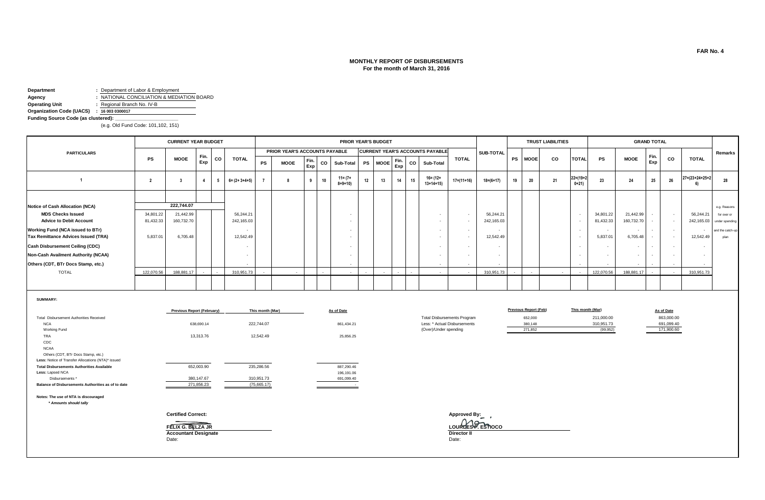FAR No. 4

# MONTHLY REPORT OF DISBURSEMENTS
## For the month of March 31, 2016

**Department** : Department of Labor & Employment
**Agency** : NATIONAL CONCILIATION & MEDIATION BOARD
**Operating Unit** : Regional Branch No. IV-B
**Organization Code (UACS)** : 16 003 0300017
**Funding Source Code (as clustered):** ____________
(e.g. Old Fund Code: 101,102, 151)

| PARTICULARS | CURRENT YEAR BUDGET | | | | | PRIOR YEAR'S BUDGET | | | | | | | | | | | SUB-TOTAL | TRUST LIABILITIES | | | | GRAND TOTAL | | | | | Remarks |
|---|---|---|---|---|---|---|---|---|---|---|---|---|---|---|---|---|---|---|---|---|---|---|---|---|---|---|---|
| | | | | | | PRIOR YEAR'S ACCOUNTS PAYABLE | | | | | CURRENT YEAR'S ACCOUNTS PAYABLE | | | | | TOTAL | | | | | | | | | | | |
| | PS | MOOE | Fin. Exp | CO | TOTAL | PS | MOOE | Fin. Exp | CO | Sub-Total | PS | MOOE | Fin. Exp | CO | Sub-Total | | | PS | MOOE | CO | TOTAL | PS | MOOE | Fin. Exp | CO | TOTAL | |
| 1 | 2 | 3 | 4 | 5 | 6= (2+ 3+4+5) | 7 | 8 | 9 | 10 | 11= (7+ 8+9+10) | 12 | 13 | 14 | 15 | 16= (12+ 13+14+15) | 17=(11+16) | 18=(6+17) | 19 | 20 | 21 | 22=(19+20+21) | 23 | 24 | 25 | 26 | 27=(23+24+25+26) | 28 |
| Notice of Cash Allocation (NCA) | | 222,744.07 | | | | | | | | | | | | | | | | | | | | | | | | | e.g. Reasons |
| MDS Checks Issued | 34,801.22 | 21,442.99 | | | 56,244.21 | | | | | - | | | | | - | - | 56,244.21 | | | | - | 34,801.22 | 21,442.99 | - | - | 56,244.21 | for over or |
| Advice to Debit Account | 81,432.33 | 160,732.70 | | | 242,165.03 | | | | | - | | | | | - | - | 242,165.03 | | | | - | 81,432.33 | 160,732.70 | - | - | 242,165.03 | under spending |
| Working Fund (NCA issued to BTr) | | | | | - | | | | | - | | | | | - | - | - | | | | - | - | - | - | - | - | and the catch-up |
| Tax Remittance Advices Issued (TRA) | 5,837.01 | 6,705.48 | | | 12,542.49 | | | | | - | | | | | - | - | 12,542.49 | | | | - | 5,837.01 | 6,705.48 | - | - | 12,542.49 | plan |
| Cash Disbursement Ceiling (CDC) | | | | | - | | | | | - | | | | | - | - | - | | | | - | - | - | - | - | - | |
| Non-Cash Availment Authority (NCAA) | | | | | - | | | | | - | | | | | - | - | - | | | | - | - | - | - | - | - | |
| Others (CDT, BTr Docs Stamp, etc.) | | | | | - | | | | | - | | | | | - | - | - | | | | - | - | - | - | - | - | |
| TOTAL | 122,070.56 | 188,881.17 | - | - | 310,951.73 | - | - | | - | - | - | - | - | - | - | - | 310,951.73 | - | - | - | - | 122,070.56 | 188,881.17 | - | - | 310,951.73 | |

**SUMMARY:**

| | Previous Report (February) | This month (Mar) | As of Date |
|---|---|---|---|
| Total Disbursement Authorities Received | | | |
| NCA | 638,690.14 | 222,744.07 | 861,434.21 |
| Working Fund | | | |
| TRA | 13,313.76 | 12,542.49 | 25,856.25 |
| CDC | | | |
| NCAA | | | |
| Others (CDT, BTr Docs Stamp, etc.) | | | |
| Less: Notice of Transfer Allocations (NTA)* issued | | | |
| **Total Disbursements Authorities Available** | 652,003.90 | 235,286.56 | 887,290.46 |
| **Less:** Lapsed NCA | | | 196,191.06 |
| Disbursements * | 380,147.67 | 310,951.73 | 691,099.40 |
| **Balance of Disbursements Authorities as of to date** | 271,856.23 | (75,665.17) | - |

| | Previous Report (Feb) | This month (Mar) | As of Date |
|---|---|---|---|
| Total Disbursements Program | 652,000 | 211,000.00 | 863,000.00 |
| Less: * Actual Disbursements | 380,148 | 310,951.73 | 691,099.40 |
| (Over)/Under spending | 271,852 | (99,952) | 171,900.60 |

**Notes: The use of NTA is discouraged**
*\* Amounts should tally*

**Certified Correct:**

**FELIX G. BELZA JR**
**Accountant Designate**
Date:

**Approved By:**

**LOURDES P. ESTIOCO**
**Director II**
Date: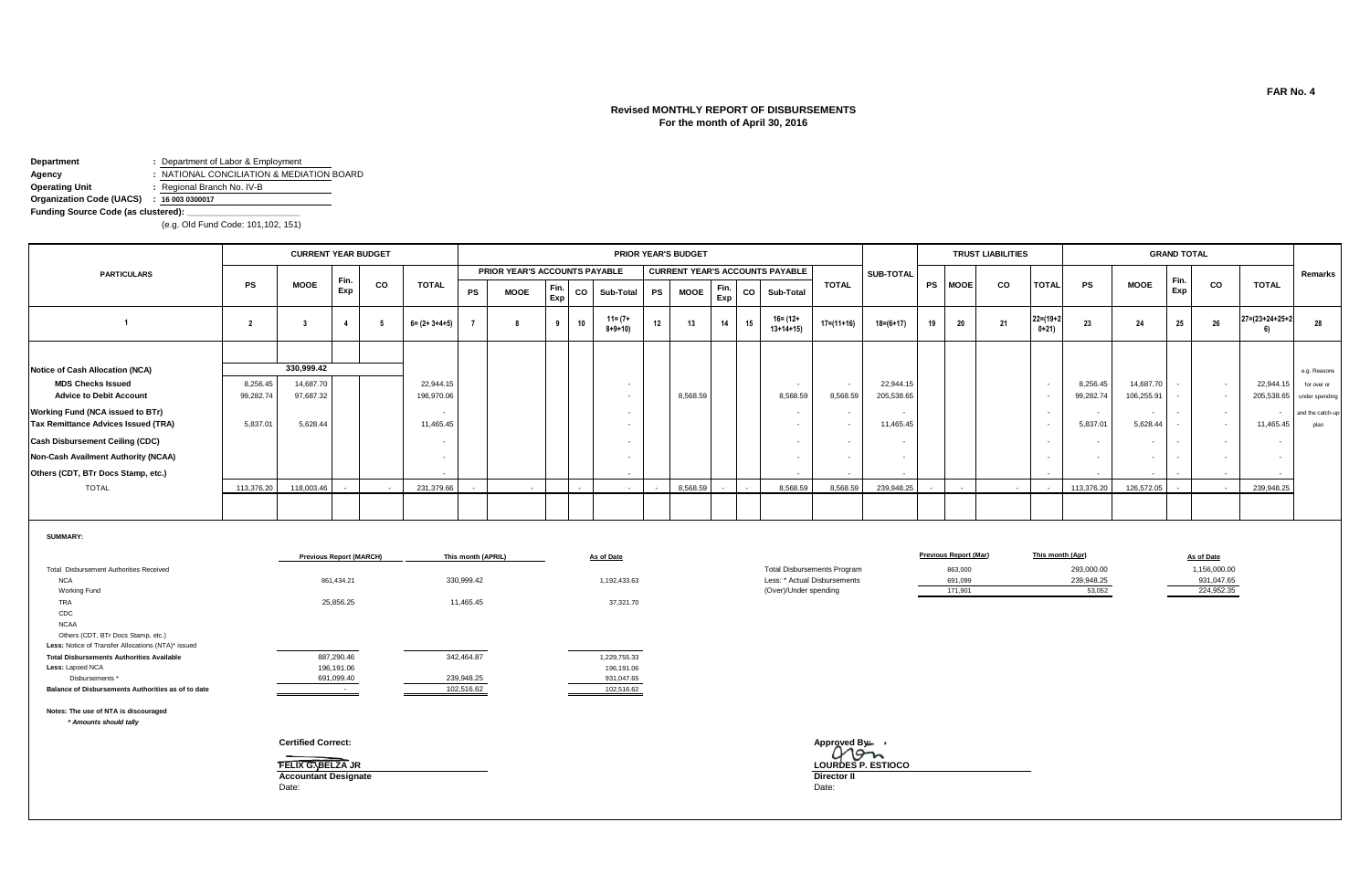FAR No. 4

**Revised MONTHLY REPORT OF DISBURSEMENTS**
**For the month of April 30, 2016**

**Department** : Department of Labor & Employment
**Agency** : NATIONAL CONCILIATION & MEDIATION BOARD
**Operating Unit** : Regional Branch No. IV-B
**Organization Code (UACS)** : 16 003 0300017
**Funding Source Code (as clustered):** ___________
(e.g. Old Fund Code: 101,102, 151)

| PARTICULARS | CURRENT YEAR BUDGET | | | | | PRIOR YEAR'S BUDGET | | | | | | | | | | | SUB-TOTAL | TRUST LIABILITIES | | | | GRAND TOTAL | | | | | Remarks |
|---|---|---|---|---|---|---|---|---|---|---|---|---|---|---|---|---|---|---|---|---|---|---|---|---|---|---|---|
| | | | | | | PRIOR YEAR'S ACCOUNTS PAYABLE | | | | | CURRENT YEAR'S ACCOUNTS PAYABLE | | | | | TOTAL | | | | | | | | | | | |
| | PS | MOOE | Fin. Exp | CO | TOTAL | PS | MOOE | Fin. Exp | CO | Sub-Total | PS | MOOE | Fin. Exp | CO | Sub-Total | | | PS | MOOE | CO | TOTAL | PS | MOOE | Fin. Exp | CO | TOTAL | |
| 1 | 2 | 3 | 4 | 5 | 6= (2+ 3+4+5) | 7 | 8 | 9 | 10 | 11= (7+ 8+9+10) | 12 | 13 | 14 | 15 | 16= (12+ 13+14+15) | 17=(11+16) | 18=(6+17) | 19 | 20 | 21 | 22=(19+20+21) | 23 | 24 | 25 | 26 | 27=(23+24+25+26) | 28 |
| Notice of Cash Allocation (NCA) | | 330,999.42 | | | | | | | | | | | | | | | | | | | | | | | | | e.g. Reasons |
| MDS Checks Issued | 8,256.45 | 14,687.70 | | | 22,944.15 | | | | | - | | | | | - | - | 22,944.15 | | | | - | 8,256.45 | 14,687.70 | - | - | 22,944.15 | for over or |
| Advice to Debit Account | 99,282.74 | 97,687.32 | | | 196,970.06 | | | | | - | | 8,568.59 | | | 8,568.59 | 8,568.59 | 205,538.65 | | | | - | 99,282.74 | 106,255.91 | - | - | 205,538.65 | under spending |
| Working Fund (NCA issued to BTr) | | | | | - | | | | | - | | | | | - | - | - | | | | - | - | - | - | - | - | and the catch-up |
| Tax Remittance Advices Issued (TRA) | 5,837.01 | 5,628.44 | | | 11,465.45 | | | | | - | | | | | - | - | 11,465.45 | | | | - | 5,837.01 | 5,628.44 | - | - | 11,465.45 | plan |
| Cash Disbursement Ceiling (CDC) | | | | | - | | | | | - | | | | | - | - | - | | | | - | - | - | - | - | - | |
| Non-Cash Availment Authority (NCAA) | | | | | - | | | | | - | | | | | - | - | - | | | | - | - | - | - | - | - | |
| Others (CDT, BTr Docs Stamp, etc.) | | | | | - | | | | | - | | | | | - | - | - | | | | - | - | - | - | - | - | |
| TOTAL | 113,376.20 | 118,003.46 | - | - | 231,379.66 | - | - | | - | - | - | 8,568.59 | - | - | 8,568.59 | 8,568.59 | 239,948.25 | - | - | - | - | 113,376.20 | 126,572.05 | - | - | 239,948.25 | |

**SUMMARY:**

| | Previous Report (MARCH) | This month (APRIL) | As of Date |
|---|---|---|---|
| Total Disbursement Authorities Received | | | |
| NCA | 861,434.21 | 330,999.42 | 1,192,433.63 |
| Working Fund | | | |
| TRA | 25,856.25 | 11,465.45 | 37,321.70 |
| CDC | | | |
| NCAA | | | |
| Others (CDT, BTr Docs Stamp, etc.) | | | |
| Less: Notice of Transfer Allocations (NTA)* issued | | | |
| **Total Disbursements Authorities Available** | 887,290.46 | 342,464.87 | 1,229,755.33 |
| **Less:** Lapsed NCA | 196,191.06 | | 196,191.06 |
| Disbursements * | 691,099.40 | 239,948.25 | 931,047.65 |
| **Balance of Disbursements Authorities as of to date** | - | 102,516.62 | 102,516.62 |

| | Previous Report (Mar) | This month (Apr) | As of Date |
|---|---|---|---|
| Total Disbursements Program | 863,000 | 293,000.00 | 1,156,000.00 |
| Less: * Actual Disbursements | 691,099 | 239,948.25 | 931,047.65 |
| (Over)/Under spending | 171,901 | 53,052 | 224,952.35 |

**Notes: The use of NTA is discouraged**
*** Amounts should tally**

**Certified Correct:**

**FELIX G. BELZA JR**
**Accountant Designate**
Date:

**Approved By:**

**LOURDES P. ESTIOCO**
**Director II**
Date: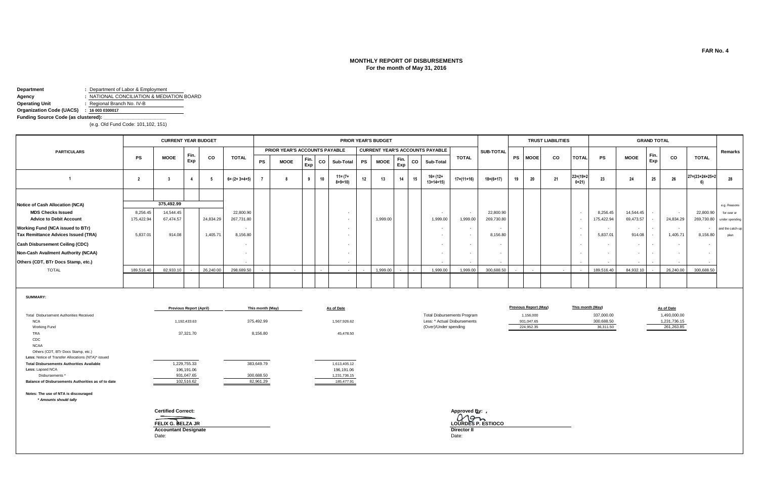FAR No. 4

# MONTHLY REPORT OF DISBURSEMENTS
## For the month of May 31, 2016

**Department** : Department of Labor & Employment
**Agency** : NATIONAL CONCILIATION & MEDIATION BOARD
**Operating Unit** : Regional Branch No. IV-B
**Organization Code (UACS)** : 16 003 0300017
**Funding Source Code (as clustered):** ____________
(e.g. Old Fund Code: 101,102, 151)

| PARTICULARS | CURRENT YEAR BUDGET | | | | | PRIOR YEAR'S BUDGET | | | | | | | | | | | SUB-TOTAL | TRUST LIABILITIES | | | | GRAND TOTAL | | | | | Remarks |
|---|---|---|---|---|---|---|---|---|---|---|---|---|---|---|---|---|---|---|---|---|---|---|---|---|---|---|---|
| | | | | | | PRIOR YEAR'S ACCOUNTS PAYABLE | | | | | CURRENT YEAR'S ACCOUNTS PAYABLE | | | | | TOTAL | | | | | | | | | | | |
| | PS | MOOE | Fin. Exp | CO | TOTAL | PS | MOOE | Fin. Exp | CO | Sub-Total | PS | MOOE | Fin. Exp | CO | Sub-Total | | | PS | MOOE | CO | TOTAL | PS | MOOE | Fin. Exp | CO | TOTAL | |
| 1 | 2 | 3 | 4 | 5 | 6= (2+ 3+4+5) | 7 | 8 | 9 | 10 | 11= (7+ 8+9+10) | 12 | 13 | 14 | 15 | 16= (12+ 13+14+15) | 17=(11+16) | 18=(6+17) | 19 | 20 | 21 | 22=(19+20+21) | 23 | 24 | 25 | 26 | 27=(23+24+25+26) | 28 |
| Notice of Cash Allocation (NCA) | | 375,492.99 | | | | | | | | | | | | | | | | | | | | | | | | | e.g. Reasons |
| MDS Checks Issued | 8,256.45 | 14,544.45 | | | 22,800.90 | | | | | - | | | | | - | - | 22,800.90 | | | | - | 8,256.45 | 14,544.45 | - | - | 22,800.90 | for over or |
| Advice to Debit Account | 175,422.94 | 67,474.57 | | 24,834.29 | 267,731.80 | | | | | - | | 1,999.00 | | | 1,999.00 | 1,999.00 | 269,730.80 | | | | - | 175,422.94 | 69,473.57 | - | 24,834.29 | 269,730.80 | under spending |
| Working Fund (NCA issued to BTr) | | | | | - | | | | | - | | | | | - | - | - | | | | - | - | - | - | - | - | and the catch-up |
| Tax Remittance Advices Issued (TRA) | 5,837.01 | 914.08 | | 1,405.71 | 8,156.80 | | | | | - | | | | | - | - | 8,156.80 | | | | - | 5,837.01 | 914.08 | - | 1,405.71 | 8,156.80 | plan |
| Cash Disbursement Ceiling (CDC) | | | | | - | | | | | - | | | | | - | - | - | | | | - | - | - | - | - | - | |
| Non-Cash Availment Authority (NCAA) | | | | | - | | | | | - | | | | | - | - | - | | | | - | - | - | - | - | - | |
| Others (CDT, BTr Docs Stamp, etc.) | | | | | - | | | | | - | | | | | - | - | - | | | | - | - | - | - | - | - | |
| TOTAL | 189,516.40 | 82,933.10 | - | 26,240.00 | 298,689.50 | - | - | | - | - | - | 1,999.00 | - | - | 1,999.00 | 1,999.00 | 300,688.50 | - | - | - | - | 189,516.40 | 84,932.10 | - | 26,240.00 | 300,688.50 | |

**SUMMARY:**

| | Previous Report (April) | This month (May) | As of Date |
|---|---|---|---|
| Total Disbursement Authorities Received | | | |
| NCA | 1,192,433.63 | 375,492.99 | 1,567,926.62 |
| Working Fund | | | |
| TRA | 37,321.70 | 8,156.80 | 45,478.50 |
| CDC | | | |
| NCAA | | | |
| Others (CDT, BTr Docs Stamp, etc.) | | | |
| Less: Notice of Transfer Allocations (NTA)* issued | | | |
| **Total Disbursements Authorities Available** | 1,229,755.33 | 383,649.79 | 1,613,405.12 |
| **Less:** Lapsed NCA | 196,191.06 | | 196,191.06 |
| Disbursements * | 931,047.65 | 300,688.50 | 1,231,736.15 |
| **Balance of Disbursements Authorities as of to date** | 102,516.62 | 82,961.29 | 185,477.91 |

| | Previous Report (May) | This month (May) | As of Date |
|---|---|---|---|
| Total Disbursements Program | 1,156,000 | 337,000.00 | 1,493,000.00 |
| Less: * Actual Disbursements | 931,047.65 | 300,688.50 | 1,231,736.15 |
| (Over)/Under spending | 224,952.35 | 36,311.50 | 261,263.85 |

**Notes: The use of NTA is discouraged**
*\* Amounts should tally*

**Certified Correct:**

**FELIX G. BELZA JR**
**Accountant Designate**
Date:

**Approved By:**

**LOURDES P. ESTIOCO**
**Director II**
Date: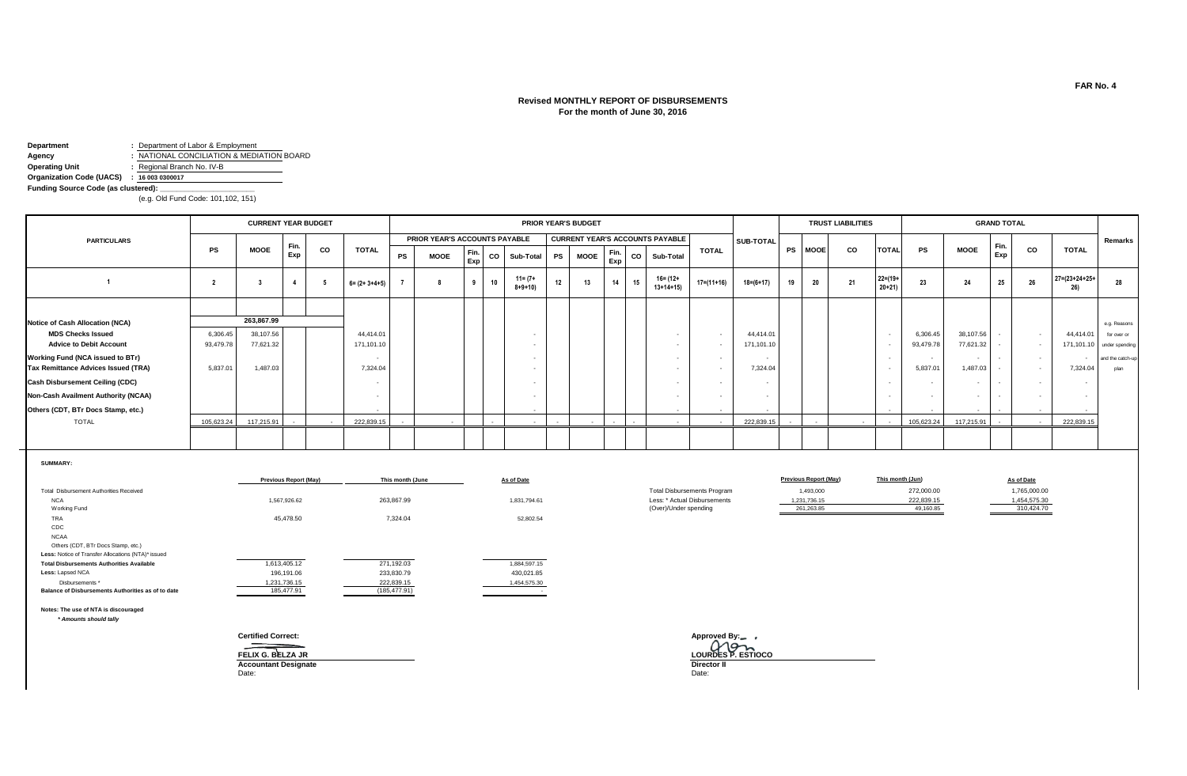FAR No. 4

## Revised MONTHLY REPORT OF DISBURSEMENTS
### For the month of June 30, 2016

**Department** : Department of Labor & Employment
**Agency** : NATIONAL CONCILIATION & MEDIATION BOARD
**Operating Unit** : Regional Branch No. IV-B
**Organization Code (UACS)** : 16 003 0300017
**Funding Source Code (as clustered):** ____________
(e.g. Old Fund Code: 101,102, 151)

| PARTICULARS | CURRENT YEAR BUDGET | | | | | PRIOR YEAR'S BUDGET | | | | | | | | | | | SUB-TOTAL | TRUST LIABILITIES | | | | GRAND TOTAL | | | | | Remarks |
|---|---|---|---|---|---|---|---|---|---|---|---|---|---|---|---|---|---|---|---|---|---|---|---|---|---|---|---|
| | | | | | | PRIOR YEAR'S ACCOUNTS PAYABLE | | | | | CURRENT YEAR'S ACCOUNTS PAYABLE | | | | | TOTAL | | | | | | | | | | | |
| | PS | MOOE | Fin. Exp | CO | TOTAL | PS | MOOE | Fin. Exp | CO | Sub-Total | PS | MOOE | Fin. Exp | CO | Sub-Total | | | PS | MOOE | CO | TOTAL | PS | MOOE | Fin. Exp | CO | TOTAL | |
| 1 | 2 | 3 | 4 | 5 | 6= (2+ 3+4+5) | 7 | 8 | 9 | 10 | 11= (7+ 8+9+10) | 12 | 13 | 14 | 15 | 16= (12+ 13+14+15) | 17=(11+16) | 18=(6+17) | 19 | 20 | 21 | 22=(19+ 20+21) | 23 | 24 | 25 | 26 | 27=(23+24+25+ 26) | 28 |
| Notice of Cash Allocation (NCA) | | 263,867.99 | | | | | | | | | | | | | | | | | | | | | | | | | e.g. Reasons |
| MDS Checks Issued | 6,306.45 | 38,107.56 | | | 44,414.01 | | | | | - | | | | | - | - | 44,414.01 | | | | - | 6,306.45 | 38,107.56 | - | - | 44,414.01 | for over or |
| Advice to Debit Account | 93,479.78 | 77,621.32 | | | 171,101.10 | | | | | - | | | | | - | - | 171,101.10 | | | | - | 93,479.78 | 77,621.32 | - | - | 171,101.10 | under spending |
| Working Fund (NCA issued to BTr) | | | | | - | | | | | - | | | | | - | - | - | | | | - | - | - | - | - | - | and the catch-up |
| Tax Remittance Advices Issued (TRA) | 5,837.01 | 1,487.03 | | | 7,324.04 | | | | | - | | | | | - | - | 7,324.04 | | | | - | 5,837.01 | 1,487.03 | - | - | 7,324.04 | plan |
| Cash Disbursement Ceiling (CDC) | | | | | - | | | | | - | | | | | - | - | - | | | | - | - | - | - | - | - | |
| Non-Cash Availment Authority (NCAA) | | | | | - | | | | | - | | | | | - | - | - | | | | - | - | - | - | - | - | |
| Others (CDT, BTr Docs Stamp, etc.) | | | | | - | | | | | - | | | | | - | - | - | | | | - | - | - | - | - | - | |
| TOTAL | 105,623.24 | 117,215.91 | - | - | 222,839.15 | - | - | | - | - | - | - | - | - | - | - | 222,839.15 | - | - | - | - | 105,623.24 | 117,215.91 | - | - | 222,839.15 | |

**SUMMARY:**

| | Previous Report (May) | This month (June | As of Date |
|---|---|---|---|
| Total Disbursement Authorities Received | | | |
| NCA | 1,567,926.62 | 263,867.99 | 1,831,794.61 |
| Working Fund | | | |
| TRA | 45,478.50 | 7,324.04 | 52,802.54 |
| CDC | | | |
| NCAA | | | |
| Others (CDT, BTr Docs Stamp, etc.) | | | |
| **Less:** Notice of Transfer Allocations (NTA)* issued | | | |
| **Total Disbursements Authorities Available** | 1,613,405.12 | 271,192.03 | 1,884,597.15 |
| **Less:** Lapsed NCA | 196,191.06 | 233,830.79 | 430,021.85 |
| Disbursements * | 1,231,736.15 | 222,839.15 | 1,454,575.30 |
| **Balance of Disbursements Authorities as of to date** | 185,477.91 | (185,477.91) | - |

| | Previous Report (May) | This month (Jun) | As of Date |
|---|---|---|---|
| Total Disbursements Program | 1,493,000 | 272,000.00 | 1,765,000.00 |
| Less: * Actual Disbursements | 1,231,736.15 | 222,839.15 | 1,454,575.30 |
| (Over)/Under spending | 261,263.85 | 49,160.85 | 310,424.70 |

**Notes: The use of NTA is discouraged**
*\* Amounts should tally*

**Certified Correct:**

**FELIX G. BELZA JR**
**Accountant Designate**
Date:

**Approved By:**

**LOURDES P. ESTIOCO**
**Director II**
Date: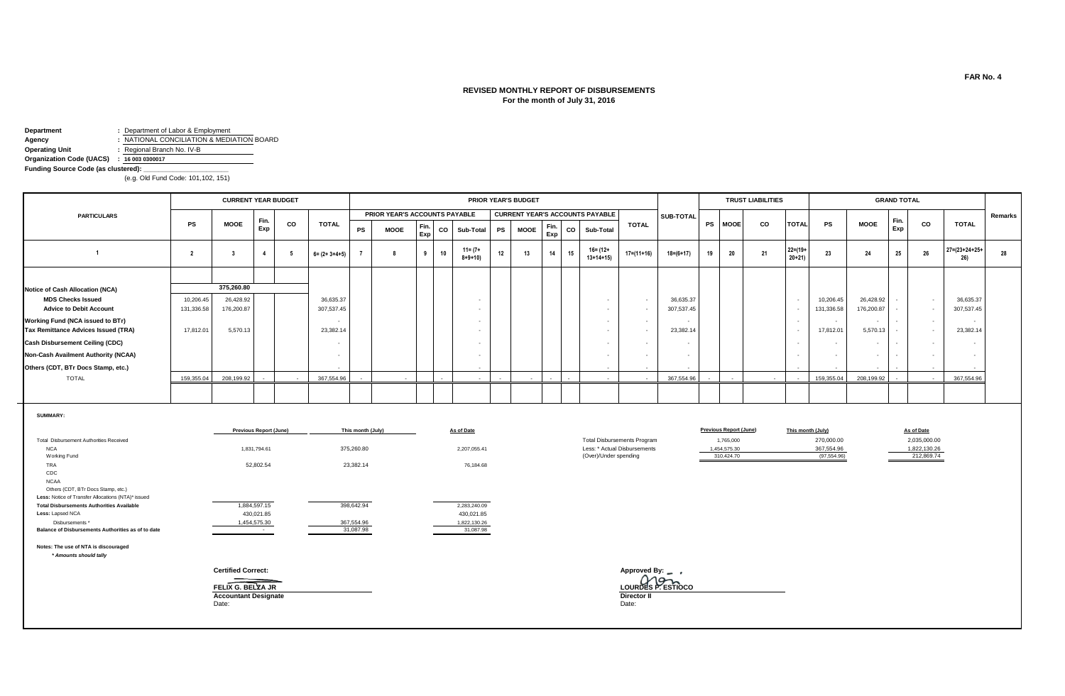FAR No. 4

## REVISED MONTHLY REPORT OF DISBURSEMENTS
**For the month of July 31, 2016**

**Department** : Department of Labor & Employment
**Agency** : NATIONAL CONCILIATION & MEDIATION BOARD
**Operating Unit** : Regional Branch No. IV-B
**Organization Code (UACS)** : 16 003 0300017
**Funding Source Code (as clustered):** ____________
(e.g. Old Fund Code: 101,102, 151)

| PARTICULARS | CURRENT YEAR BUDGET | | | | | PRIOR YEAR'S BUDGET | | | | | | | | | | | | SUB-TOTAL | TRUST LIABILITIES | | | | GRAND TOTAL | | | | | Remarks |
|---|---|---|---|---|---|---|---|---|---|---|---|---|---|---|---|---|---|---|---|---|---|---|---|---|---|---|---|---|
| | | | | | | PRIOR YEAR'S ACCOUNTS PAYABLE | | | | | CURRENT YEAR'S ACCOUNTS PAYABLE | | | | | TOTAL | | | | | | | | | | | | |
| | PS | MOOE | Fin. Exp | CO | TOTAL | PS | MOOE | Fin. Exp | CO | Sub-Total | PS | MOOE | Fin. Exp | CO | Sub-Total | | | PS | MOOE | CO | TOTAL | PS | MOOE | Fin. Exp | CO | TOTAL | |
| 1 | 2 | 3 | 4 | 5 | 6= (2+ 3+4+5) | 7 | 8 | 9 | 10 | 11= (7+ 8+9+10) | 12 | 13 | 14 | 15 | 16= (12+ 13+14+15) | 17=(11+16) | 18=(6+17) | 19 | 20 | 21 | 22=(19+ 20+21) | 23 | 24 | 25 | 26 | 27=(23+24+25+ 26) | 28 |
| **Notice of Cash Allocation (NCA)** | | 375,260.80 | | | | | | | | | | | | | | | | | | | | | | | | | |
| **MDS Checks Issued** | 10,206.45 | 26,428.92 | | | 36,635.37 | | | | | - | | | | | - | - | 36,635.37 | | | | - | 10,206.45 | 26,428.92 | - | - | 36,635.37 | |
| **Advice to Debit Account** | 131,336.58 | 176,200.87 | | | 307,537.45 | | | | | - | | | | | - | - | 307,537.45 | | | | - | 131,336.58 | 176,200.87 | - | - | 307,537.45 | |
| **Working Fund (NCA issued to BTr)** | | | | | - | | | | | - | | | | | - | - | - | | | | - | - | - | - | - | - | |
| **Tax Remittance Advices Issued (TRA)** | 17,812.01 | 5,570.13 | | | 23,382.14 | | | | | - | | | | | - | - | 23,382.14 | | | | - | 17,812.01 | 5,570.13 | - | - | 23,382.14 | |
| **Cash Disbursement Ceiling (CDC)** | | | | | - | | | | | - | | | | | - | - | - | | | | - | - | - | - | - | - | |
| **Non-Cash Availment Authority (NCAA)** | | | | | - | | | | | - | | | | | - | - | - | | | | - | - | - | - | - | - | |
| **Others (CDT, BTr Docs Stamp, etc.)** | | | | | - | | | | | - | | | | | - | - | - | | | | - | - | - | - | - | - | |
| TOTAL | 159,355.04 | 208,199.92 | - | - | 367,554.96 | - | - | | - | - | - | - | - | - | - | - | 367,554.96 | - | - | - | - | 159,355.04 | 208,199.92 | - | - | 367,554.96 | |

**SUMMARY:**

| | Previous Report (June) | This month (July) | As of Date |
|---|---|---|---|
| Total Disbursement Authorities Received | | | |
| NCA | 1,831,794.61 | 375,260.80 | 2,207,055.41 |
| Working Fund | | | |
| TRA | 52,802.54 | 23,382.14 | 76,184.68 |
| CDC | | | |
| NCAA | | | |
| Others (CDT, BTr Docs Stamp, etc.) | | | |
| **Less:** Notice of Transfer Allocations (NTA)* issued | | | |
| **Total Disbursements Authorities Available** | 1,884,597.15 | 398,642.94 | 2,283,240.09 |
| **Less:** Lapsed NCA | 430,021.85 | | 430,021.85 |
| Disbursements * | 1,454,575.30 | 367,554.96 | 1,822,130.26 |
| **Balance of Disbursements Authorities as of to date** | - | 31,087.98 | 31,087.98 |

| | Previous Report (June) | This month (July) | As of Date |
|---|---|---|---|
| Total Disbursements Program | 1,765,000 | 270,000.00 | 2,035,000.00 |
| Less: * Actual Disbursements | 1,454,575.30 | 367,554.96 | 1,822,130.26 |
| (Over)/Under spending | 310,424.70 | (97,554.96) | 212,869.74 |

**Notes: The use of NTA is discouraged**
*\* Amounts should tally*

**Certified Correct:**

**FELIX G. BELZA JR**
**Accountant Designate**
Date:

**Approved By:**

**LOURDES P. ESTIOCO**
**Director II**
Date: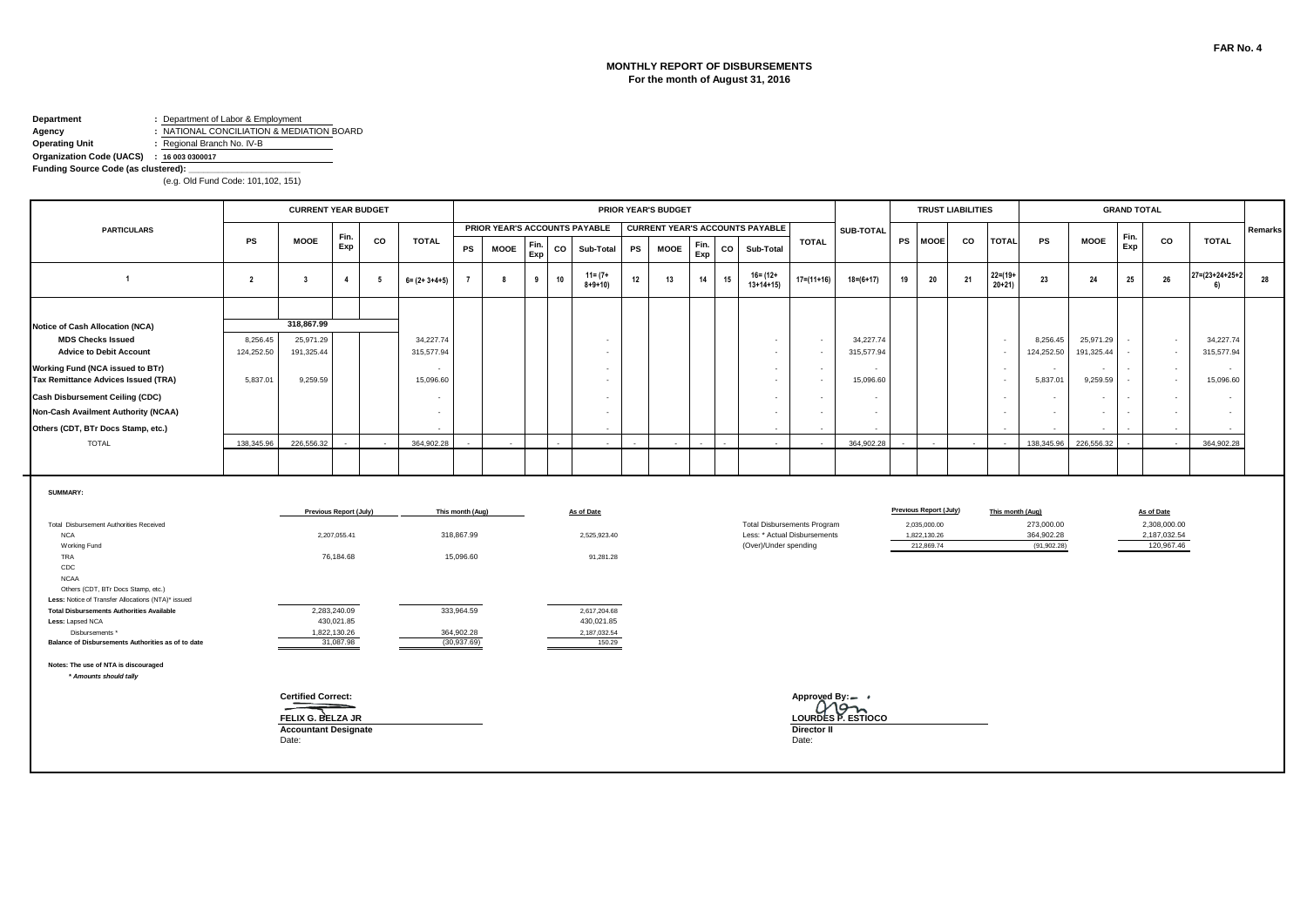FAR No. 4

## MONTHLY REPORT OF DISBURSEMENTS
### For the month of August 31, 2016

**Department** : Department of Labor & Employment
**Agency** : NATIONAL CONCILIATION & MEDIATION BOARD
**Operating Unit** : Regional Branch No. IV-B
**Organization Code (UACS)** : 16 003 0300017
**Funding Source Code (as clustered):** ____________
(e.g. Old Fund Code: 101,102, 151)

| PARTICULARS | CURRENT YEAR BUDGET | | | | | PRIOR YEAR'S BUDGET | | | | | | | | | | | | SUB-TOTAL | TRUST LIABILITIES | | | | GRAND TOTAL | | | | | Remarks |
|---|---|---|---|---|---|---|---|---|---|---|---|---|---|---|---|---|---|---|---|---|---|---|---|---|---|---|---|---|
| | | | | | | PRIOR YEAR'S ACCOUNTS PAYABLE | | | | | CURRENT YEAR'S ACCOUNTS PAYABLE | | | | | TOTAL | | | | | | | | | | | | |
| | PS | MOOE | Fin. Exp | CO | TOTAL | PS | MOOE | Fin. Exp | CO | Sub-Total | PS | MOOE | Fin. Exp | CO | Sub-Total | | | | PS | MOOE | CO | TOTAL | PS | MOOE | Fin. Exp | CO | TOTAL | |
| 1 | 2 | 3 | 4 | 5 | 6= (2+ 3+4+5) | 7 | 8 | 9 | 10 | 11= (7+ 8+9+10) | 12 | 13 | 14 | 15 | 16= (12+ 13+14+15) | 17=(11+16) | 18=(6+17) | | 19 | 20 | 21 | 22=(19+ 20+21) | 23 | 24 | 25 | 26 | 27=(23+24+25+26) | 28 |
| Notice of Cash Allocation (NCA) | | 318,867.99 | | | | | | | | | | | | | | | | | | | | | | | | | | |
| MDS Checks Issued | 8,256.45 | 25,971.29 | | | 34,227.74 | | | | | - | | | | | - | - | 34,227.74 | | | | | - | 8,256.45 | 25,971.29 | - | - | 34,227.74 | |
| Advice to Debit Account | 124,252.50 | 191,325.44 | | | 315,577.94 | | | | | - | | | | | - | - | 315,577.94 | | | | | - | 124,252.50 | 191,325.44 | - | - | 315,577.94 | |
| Working Fund (NCA issued to BTr) | | | | | - | | | | | - | | | | | - | - | - | | | | | - | - | - | - | - | - | |
| Tax Remittance Advices Issued (TRA) | 5,837.01 | 9,259.59 | | | 15,096.60 | | | | | - | | | | | - | - | 15,096.60 | | | | | - | 5,837.01 | 9,259.59 | - | - | 15,096.60 | |
| Cash Disbursement Ceiling (CDC) | | | | | - | | | | | - | | | | | - | - | - | | | | | - | - | - | - | - | - | |
| Non-Cash Availment Authority (NCAA) | | | | | - | | | | | - | | | | | - | - | - | | | | | - | - | - | - | - | - | |
| Others (CDT, BTr Docs Stamp, etc.) | | | | | - | | | | | - | | | | | - | - | - | | | | | - | - | - | - | - | - | |
| TOTAL | 138,345.96 | 226,556.32 | - | - | 364,902.28 | - | - | | - | - | - | - | - | - | - | - | 364,902.28 | | - | - | - | - | 138,345.96 | 226,556.32 | - | - | 364,902.28 | |

**SUMMARY:**

| | Previous Report (July) | This month (Aug) | As of Date |
|---|---|---|---|
| Total Disbursement Authorities Received | | | |
| NCA | 2,207,055.41 | 318,867.99 | 2,525,923.40 |
| Working Fund | | | |
| TRA | 76,184.68 | 15,096.60 | 91,281.28 |
| CDC | | | |
| NCAA | | | |
| Others (CDT, BTr Docs Stamp, etc.) | | | |
| Less: Notice of Transfer Allocations (NTA)* issued | | | |
| **Total Disbursements Authorities Available** | 2,283,240.09 | 333,964.59 | 2,617,204.68 |
| **Less:** Lapsed NCA | 430,021.85 | | 430,021.85 |
| Disbursements * | 1,822,130.26 | 364,902.28 | 2,187,032.54 |
| **Balance of Disbursements Authorities as of to date** | 31,087.98 | (30,937.69) | 150.29 |

| | Previous Report (July) | This month (Aug) | As of Date |
|---|---|---|---|
| Total Disbursements Program | 2,035,000.00 | 273,000.00 | 2,308,000.00 |
| Less: * Actual Disbursements | 1,822,130.26 | 364,902.28 | 2,187,032.54 |
| (Over)/Under spending | 212,869.74 | (91,902.28) | 120,967.46 |

**Notes: The use of NTA is discouraged**
*\* Amounts should tally*

**Certified Correct:**

**FELIX G. BELZA JR**
**Accountant Designate**
Date:

**Approved By:**

**LOURDES P. ESTIOCO**
**Director II**
Date: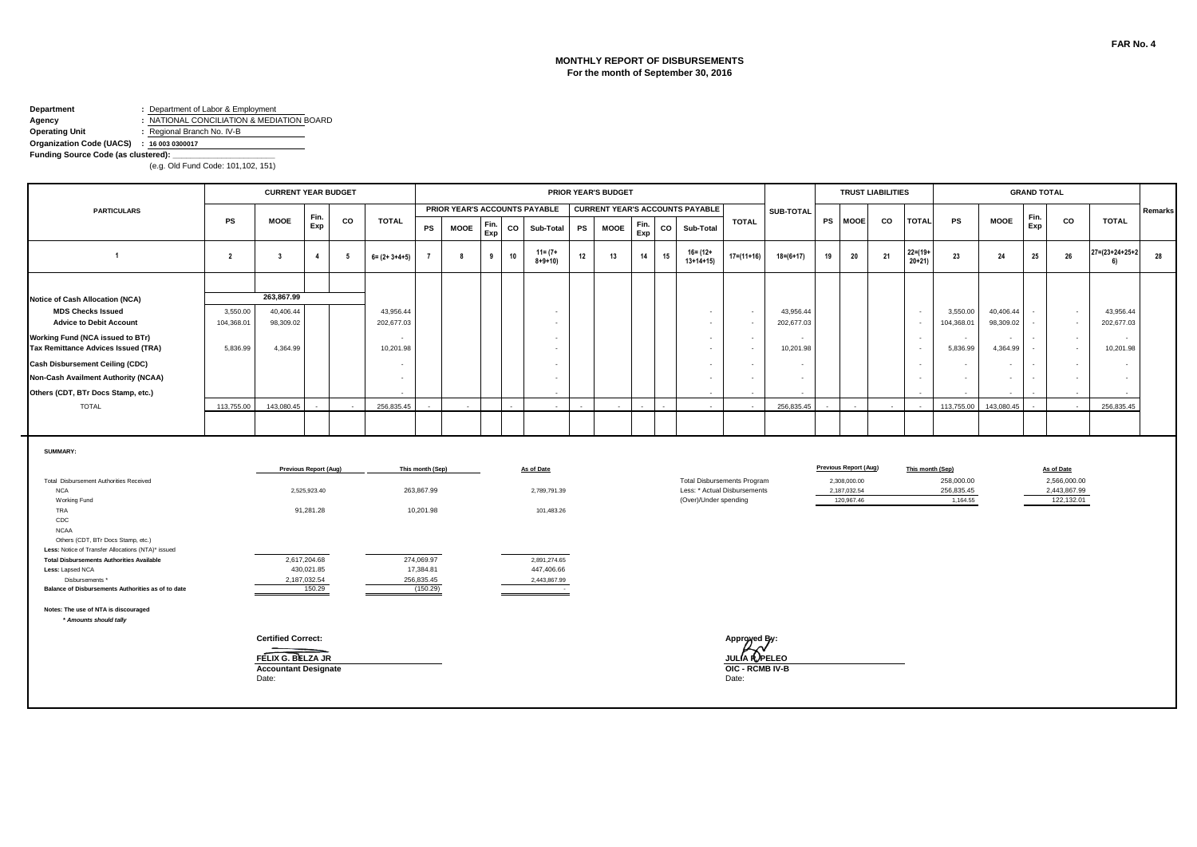FAR No. 4

# MONTHLY REPORT OF DISBURSEMENTS
## For the month of September 30, 2016

**Department** : Department of Labor & Employment
**Agency** : NATIONAL CONCILIATION & MEDIATION BOARD
**Operating Unit** : Regional Branch No. IV-B
**Organization Code (UACS)** : 16 003 0300017
**Funding Source Code (as clustered):** ____________
(e.g. Old Fund Code: 101,102, 151)

| PARTICULARS | CURRENT YEAR BUDGET | | | | | PRIOR YEAR'S BUDGET | | | | | | | | | | | SUB-TOTAL | TRUST LIABILITIES | | | | GRAND TOTAL | | | | | Remarks |
|---|---|---|---|---|---|---|---|---|---|---|---|---|---|---|---|---|---|---|---|---|---|---|---|---|---|---|---|
| | | | | | | PRIOR YEAR'S ACCOUNTS PAYABLE | | | | | CURRENT YEAR'S ACCOUNTS PAYABLE | | | | | TOTAL | | | | | | | | | | | |
| | PS | MOOE | Fin. Exp | CO | TOTAL | PS | MOOE | Fin. Exp | CO | Sub-Total | PS | MOOE | Fin. Exp | CO | Sub-Total | | | PS | MOOE | CO | TOTAL | PS | MOOE | Fin. Exp | CO | TOTAL | |
| 1 | 2 | 3 | 4 | 5 | 6= (2+ 3+4+5) | 7 | 8 | 9 | 10 | 11= (7+ 8+9+10) | 12 | 13 | 14 | 15 | 16= (12+ 13+14+15) | 17=(11+16) | 18=(6+17) | 19 | 20 | 21 | 22=(19+ 20+21) | 23 | 24 | 25 | 26 | 27=(23+24+25+26) | 28 |
| Notice of Cash Allocation (NCA) | | 263,867.99 | | | | | | | | | | | | | | | | | | | | | | | | | |
| MDS Checks Issued | 3,550.00 | 40,406.44 | | | 43,956.44 | | | | | - | | | | | - | - | 43,956.44 | | | | - | 3,550.00 | 40,406.44 | - | - | 43,956.44 | |
| Advice to Debit Account | 104,368.01 | 98,309.02 | | | 202,677.03 | | | | | - | | | | | - | - | 202,677.03 | | | | - | 104,368.01 | 98,309.02 | - | - | 202,677.03 | |
| Working Fund (NCA issued to BTr) | | | | | - | | | | | - | | | | | - | - | - | | | | - | - | - | - | - | - | |
| Tax Remittance Advices Issued (TRA) | 5,836.99 | 4,364.99 | | | 10,201.98 | | | | | - | | | | | - | - | 10,201.98 | | | | - | 5,836.99 | 4,364.99 | - | - | 10,201.98 | |
| Cash Disbursement Ceiling (CDC) | | | | | - | | | | | - | | | | | - | - | - | | | | - | - | - | - | - | - | |
| Non-Cash Availment Authority (NCAA) | | | | | - | | | | | - | | | | | - | - | - | | | | - | - | - | - | - | - | |
| Others (CDT, BTr Docs Stamp, etc.) | | | | | - | | | | | - | | | | | - | - | - | | | | - | - | - | - | - | - | |
| TOTAL | 113,755.00 | 143,080.45 | - | - | 256,835.45 | - | - | - | - | - | - | - | - | - | - | - | 256,835.45 | - | - | - | - | 113,755.00 | 143,080.45 | - | - | 256,835.45 | |

**SUMMARY:**

| | Previous Report (Aug) | This month (Sep) | As of Date |
|---|---|---|---|
| Total Disbursement Authorities Received | | | |
| NCA | 2,525,923.40 | 263,867.99 | 2,789,791.39 |
| Working Fund | | | |
| TRA | 91,281.28 | 10,201.98 | 101,483.26 |
| CDC | | | |
| NCAA | | | |
| Others (CDT, BTr Docs Stamp, etc.) | | | |
| Less: Notice of Transfer Allocations (NTA)* issued | | | |
| **Total Disbursements Authorities Available** | 2,617,204.68 | 274,069.97 | 2,891,274.65 |
| **Less:** Lapsed NCA | 430,021.85 | 17,384.81 | 447,406.66 |
| Disbursements * | 2,187,032.54 | 256,835.45 | 2,443,867.99 |
| **Balance of Disbursements Authorities as of to date** | 150.29 | (150.29) | - |

| | Previous Report (Aug) | This month (Sep) | As of Date |
|---|---|---|---|
| Total Disbursements Program | 2,308,000.00 | 258,000.00 | 2,566,000.00 |
| Less: * Actual Disbursements | 2,187,032.54 | 256,835.45 | 2,443,867.99 |
| (Over)/Under spending | 120,967.46 | 1,164.55 | 122,132.01 |

**Notes: The use of NTA is discouraged**
*** Amounts should tally**

**Certified Correct:**

**FELIX G. BELZA JR**
**Accountant Designate**
Date:

**Approved By:**

**JULIA R. PELEO**
**OIC - RCMB IV-B**
Date: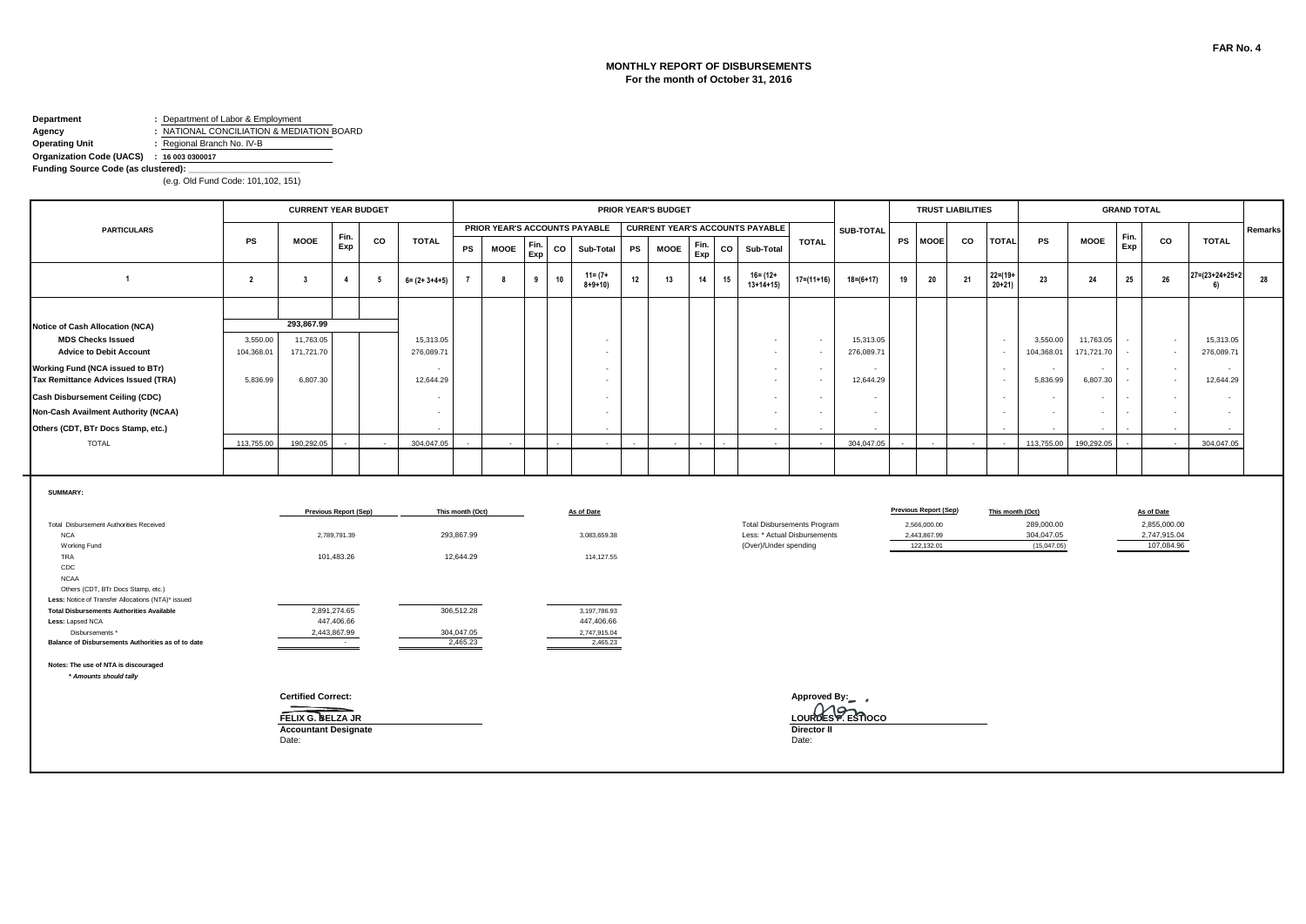FAR No. 4

# MONTHLY REPORT OF DISBURSEMENTS
## For the month of October 31, 2016

**Department** : Department of Labor & Employment
**Agency** : NATIONAL CONCILIATION & MEDIATION BOARD
**Operating Unit** : Regional Branch No. IV-B
**Organization Code (UACS)** : 16 003 0300017
**Funding Source Code (as clustered):** ____________
(e.g. Old Fund Code: 101,102, 151)

| PARTICULARS | CURRENT YEAR BUDGET | | | | | PRIOR YEAR'S BUDGET | | | | | | | | | | | | SUB-TOTAL | TRUST LIABILITIES | | | | GRAND TOTAL | | | | | Remarks |
|---|---|---|---|---|---|---|---|---|---|---|---|---|---|---|---|---|---|---|---|---|---|---|---|---|---|---|---|---|
| | | | | | | PRIOR YEAR'S ACCOUNTS PAYABLE | | | | | CURRENT YEAR'S ACCOUNTS PAYABLE | | | | | TOTAL | | | | | | | | | | | | |
| | PS | MOOE | Fin. Exp | CO | TOTAL | PS | MOOE | Fin. Exp | CO | Sub-Total | PS | MOOE | Fin. Exp | CO | Sub-Total | | | | PS | MOOE | CO | TOTAL | PS | MOOE | Fin. Exp | CO | TOTAL | |
| 1 | 2 | 3 | 4 | 5 | 6= (2+ 3+4+5) | 7 | 8 | 9 | 10 | 11= (7+ 8+9+10) | 12 | 13 | 14 | 15 | 16= (12+ 13+14+15) | 17=(11+16) | 18=(6+17) | | 19 | 20 | 21 | 22=(19+ 20+21) | 23 | 24 | 25 | 26 | 27=(23+24+25+26) | 28 |
| Notice of Cash Allocation (NCA) | | 293,867.99 | | | | | | | | | | | | | | | | | | | | | | | | | | |
| MDS Checks Issued | 3,550.00 | 11,763.05 | | | 15,313.05 | | | | | - | | | | | - | - | 15,313.05 | | | | | - | 3,550.00 | 11,763.05 | - | - | 15,313.05 | |
| Advice to Debit Account | 104,368.01 | 171,721.70 | | | 276,089.71 | | | | | - | | | | | - | - | 276,089.71 | | | | | - | 104,368.01 | 171,721.70 | - | - | 276,089.71 | |
| Working Fund (NCA issued to BTr) | | | | | - | | | | | - | | | | | - | - | - | | | | | - | - | - | - | - | - | |
| Tax Remittance Advices Issued (TRA) | 5,836.99 | 6,807.30 | | | 12,644.29 | | | | | - | | | | | - | - | 12,644.29 | | | | | - | 5,836.99 | 6,807.30 | - | - | 12,644.29 | |
| Cash Disbursement Ceiling (CDC) | | | | | - | | | | | - | | | | | - | - | - | | | | | - | - | - | - | - | - | |
| Non-Cash Availment Authority (NCAA) | | | | | - | | | | | - | | | | | - | - | - | | | | | - | - | - | - | - | - | |
| Others (CDT, BTr Docs Stamp, etc.) | | | | | - | | | | | - | | | | | - | - | - | | | | | - | - | - | - | - | - | |
| TOTAL | 113,755.00 | 190,292.05 | - | - | 304,047.05 | - | - | | - | - | - | - | - | - | - | - | 304,047.05 | | - | - | - | - | 113,755.00 | 190,292.05 | - | - | 304,047.05 | |

**SUMMARY:**

| | Previous Report (Sep) | This month (Oct) | As of Date |
|---|---|---|---|
| Total Disbursement Authorities Received | | | |
| NCA | 2,789,791.39 | 293,867.99 | 3,083,659.38 |
| Working Fund | | | |
| TRA | 101,483.26 | 12,644.29 | 114,127.55 |
| CDC | | | |
| NCAA | | | |
| Others (CDT, BTr Docs Stamp, etc.) | | | |
| Less: Notice of Transfer Allocations (NTA)* issued | | | |
| Total Disbursements Authorities Available | 2,891,274.65 | 306,512.28 | 3,197,786.93 |
| Less: Lapsed NCA | 447,406.66 | | 447,406.66 |
| Disbursements * | 2,443,867.99 | 304,047.05 | 2,747,915.04 |
| Balance of Disbursements Authorities as of to date | - | 2,465.23 | 2,465.23 |

| | Previous Report (Sep) | This month (Oct) | As of Date |
|---|---|---|---|
| Total Disbursements Program | 2,566,000.00 | 289,000.00 | 2,855,000.00 |
| Less: * Actual Disbursements | 2,443,867.99 | 304,047.05 | 2,747,915.04 |
| (Over)/Under spending | 122,132.01 | (15,047.05) | 107,084.96 |

**Notes: The use of NTA is discouraged**
*\* Amounts should tally*

**Certified Correct:**

**FELIX G. BELZA JR**
**Accountant Designate**
Date:

**Approved By:**

**LOURDES P. ESTIOCO**
**Director II**
Date: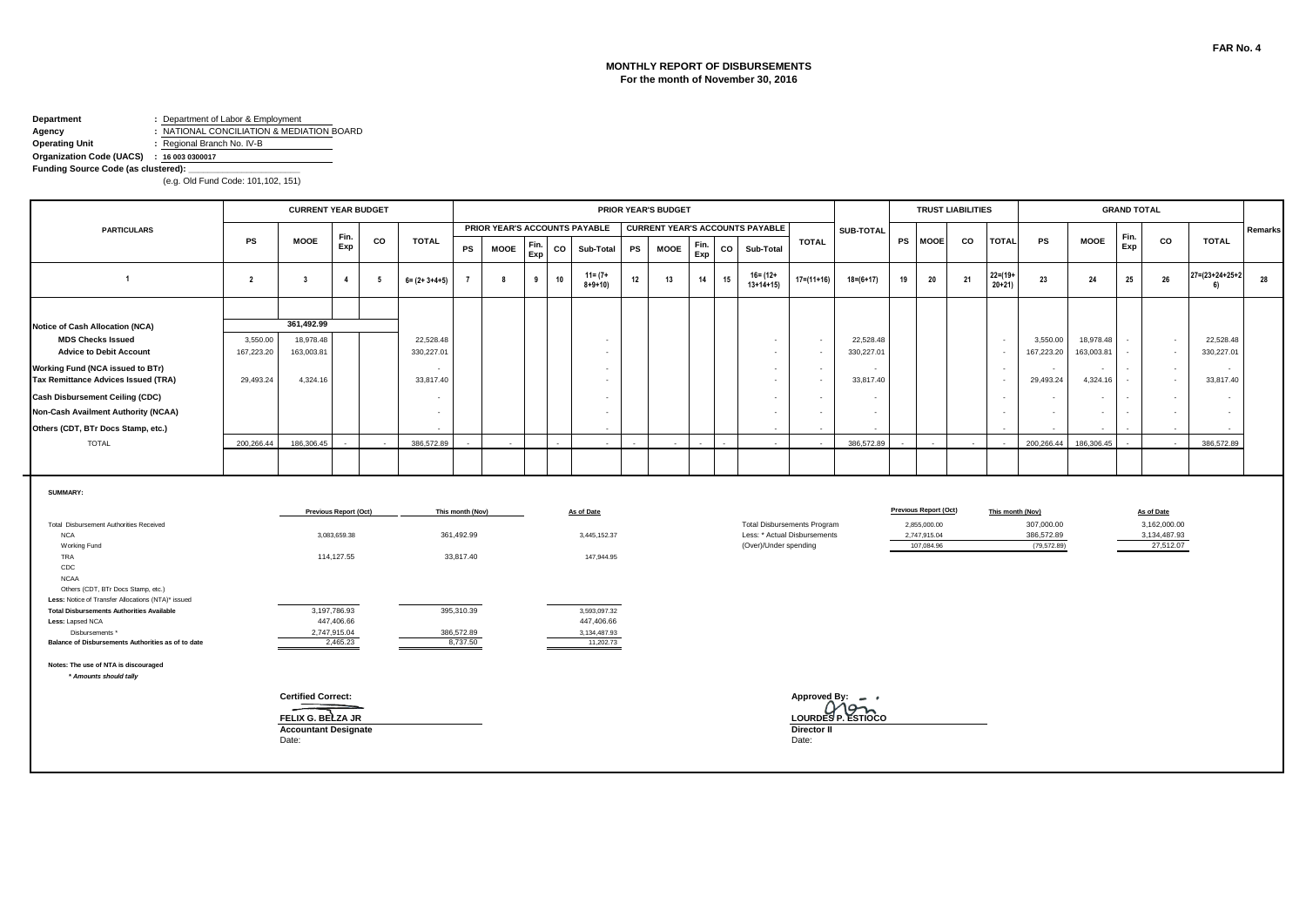FAR No. 4

# MONTHLY REPORT OF DISBURSEMENTS
## For the month of November 30, 2016

**Department** : Department of Labor & Employment
**Agency** : NATIONAL CONCILIATION & MEDIATION BOARD
**Operating Unit** : Regional Branch No. IV-B
**Organization Code (UACS)** : 16 003 0300017
**Funding Source Code (as clustered):** ______________________
(e.g. Old Fund Code: 101,102, 151)

| PARTICULARS | CURRENT YEAR BUDGET | | | | | PRIOR YEAR'S BUDGET | | | | | | | | | | | SUB-TOTAL | TRUST LIABILITIES | | | | GRAND TOTAL | | | | | Remarks |
|---|---|---|---|---|---|---|---|---|---|---|---|---|---|---|---|---|---|---|---|---|---|---|---|---|---|---|---|
| | | | | | | PRIOR YEAR'S ACCOUNTS PAYABLE | | | | | CURRENT YEAR'S ACCOUNTS PAYABLE | | | | | TOTAL | | | | | | | | | | | |
| | PS | MOOE | Fin. Exp | CO | TOTAL | PS | MOOE | Fin. Exp | CO | Sub-Total | PS | MOOE | Fin. Exp | CO | Sub-Total | | | PS | MOOE | CO | TOTAL | PS | MOOE | Fin. Exp | CO | TOTAL | |
| 1 | 2 | 3 | 4 | 5 | 6= (2+ 3+4+5) | 7 | 8 | 9 | 10 | 11= (7+ 8+9+10) | 12 | 13 | 14 | 15 | 16= (12+ 13+14+15) | 17=(11+16) | 18=(6+17) | 19 | 20 | 21 | 22=(19+ 20+21) | 23 | 24 | 25 | 26 | 27=(23+24+25+26) | 28 |
| **Notice of Cash Allocation (NCA)** | | 361,492.99 | | | | | | | | | | | | | | | | | | | | | | | | | |
| **MDS Checks Issued** | 3,550.00 | 18,978.48 | | | 22,528.48 | | | | | - | | | | | - | - | 22,528.48 | | | | - | 3,550.00 | 18,978.48 | - | - | 22,528.48 | |
| **Advice to Debit Account** | 167,223.20 | 163,003.81 | | | 330,227.01 | | | | | - | | | | | - | - | 330,227.01 | | | | - | 167,223.20 | 163,003.81 | - | - | 330,227.01 | |
| **Working Fund (NCA issued to BTr)** | | | | | - | | | | | - | | | | | - | - | - | | | | - | - | - | - | - | - | |
| **Tax Remittance Advices Issued (TRA)** | 29,493.24 | 4,324.16 | | | 33,817.40 | | | | | - | | | | | - | - | 33,817.40 | | | | - | 29,493.24 | 4,324.16 | - | - | 33,817.40 | |
| **Cash Disbursement Ceiling (CDC)** | | | | | - | | | | | - | | | | | - | - | - | | | | - | - | - | - | - | - | |
| **Non-Cash Availment Authority (NCAA)** | | | | | - | | | | | - | | | | | - | - | - | | | | - | - | - | - | - | - | |
| **Others (CDT, BTr Docs Stamp, etc.)** | | | | | - | | | | | - | | | | | - | - | - | | | | - | - | - | - | - | - | |
| TOTAL | 200,266.44 | 186,306.45 | - | - | 386,572.89 | - | - | | - | - | - | - | - | - | - | - | 386,572.89 | - | - | - | - | 200,266.44 | 186,306.45 | - | - | 386,572.89 | |

**SUMMARY:**

| | Previous Report (Oct) | This month (Nov) | As of Date |
|---|---|---|---|
| Total Disbursement Authorities Received | | | |
| NCA | 3,083,659.38 | 361,492.99 | 3,445,152.37 |
| Working Fund | | | |
| TRA | 114,127.55 | 33,817.40 | 147,944.95 |
| CDC | | | |
| NCAA | | | |
| Others (CDT, BTr Docs Stamp, etc.) | | | |
| **Less:** Notice of Transfer Allocations (NTA)* issued | | | |
| **Total Disbursements Authorities Available** | 3,197,786.93 | 395,310.39 | 3,593,097.32 |
| **Less:** Lapsed NCA | 447,406.66 | | 447,406.66 |
| Disbursements * | 2,747,915.04 | 386,572.89 | 3,134,487.93 |
| **Balance of Disbursements Authorities as of to date** | 2,465.23 | 8,737.50 | 11,202.73 |

| | Previous Report (Oct) | This month (Nov) | As of Date |
|---|---|---|---|
| Total Disbursements Program | 2,855,000.00 | 307,000.00 | 3,162,000.00 |
| Less: * Actual Disbursements | 2,747,915.04 | 386,572.89 | 3,134,487.93 |
| (Over)/Under spending | 107,084.96 | (79,572.89) | 27,512.07 |

**Notes: The use of NTA is discouraged**
*\* Amounts should tally*

**Certified Correct:**

**FELIX G. BELZA JR**
**Accountant Designate**
Date:

**Approved By:**

**LOURDES P. ESTIOCO**
**Director II**
Date: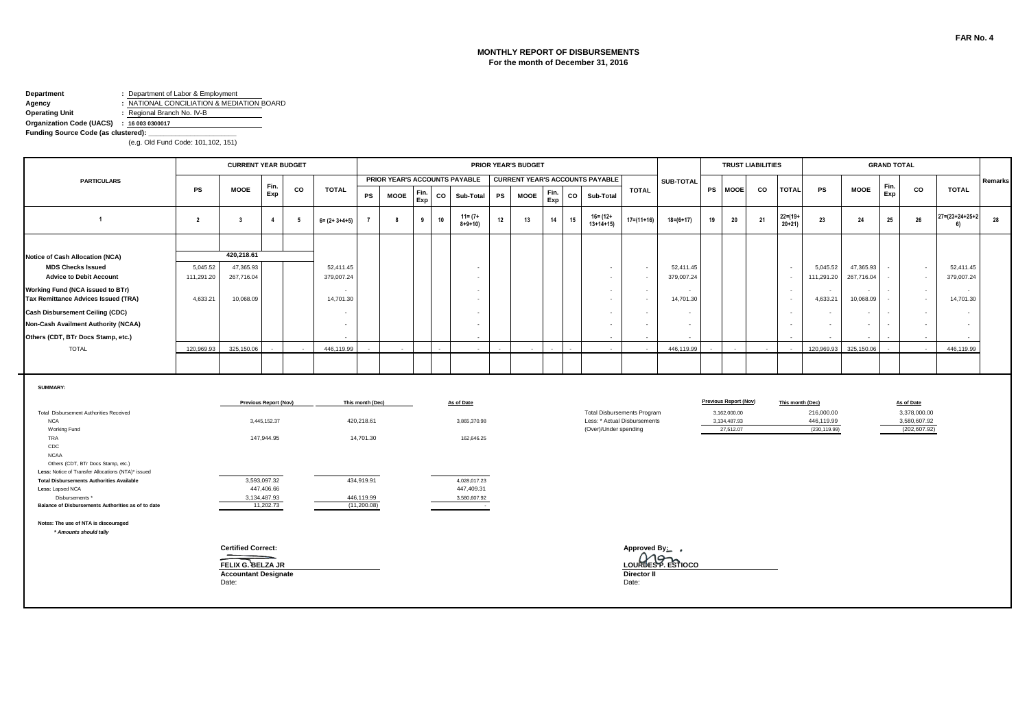FAR No. 4

# MONTHLY REPORT OF DISBURSEMENTS
## For the month of December 31, 2016

**Department** : Department of Labor & Employment
**Agency** : NATIONAL CONCILIATION & MEDIATION BOARD
**Operating Unit** : Regional Branch No. IV-B
**Organization Code (UACS)** : 16 003 0300017
**Funding Source Code (as clustered):** ____________
(e.g. Old Fund Code: 101,102, 151)

| PARTICULARS | CURRENT YEAR BUDGET | | | | | PRIOR YEAR'S BUDGET | | | | | | | | | | | SUB-TOTAL | TRUST LIABILITIES | | | | GRAND TOTAL | | | | | Remarks |
|---|---|---|---|---|---|---|---|---|---|---|---|---|---|---|---|---|---|---|---|---|---|---|---|---|---|---|---|
| | | | | | | PRIOR YEAR'S ACCOUNTS PAYABLE | | | | | CURRENT YEAR'S ACCOUNTS PAYABLE | | | | | TOTAL | | | | | | | | | | | |
| | PS | MOOE | Fin. Exp | CO | TOTAL | PS | MOOE | Fin. Exp | CO | Sub-Total | PS | MOOE | Fin. Exp | CO | Sub-Total | | | PS | MOOE | CO | TOTAL | PS | MOOE | Fin. Exp | CO | TOTAL | |
| 1 | 2 | 3 | 4 | 5 | 6= (2+ 3+4+5) | 7 | 8 | 9 | 10 | 11= (7+ 8+9+10) | 12 | 13 | 14 | 15 | 16= (12+ 13+14+15) | 17=(11+16) | 18=(6+17) | 19 | 20 | 21 | 22=(19+ 20+21) | 23 | 24 | 25 | 26 | 27=(23+24+25+26) | 28 |
| Notice of Cash Allocation (NCA) | | 420,218.61 | | | | | | | | | | | | | | | | | | | | | | | | | |
| MDS Checks Issued | 5,045.52 | 47,365.93 | | | 52,411.45 | | | | | - | | | | | - | - | 52,411.45 | | | | - | 5,045.52 | 47,365.93 | - | - | 52,411.45 | |
| Advice to Debit Account | 111,291.20 | 267,716.04 | | | 379,007.24 | | | | | - | | | | | - | - | 379,007.24 | | | | - | 111,291.20 | 267,716.04 | - | - | 379,007.24 | |
| Working Fund (NCA issued to BTr) | | | | | - | | | | | - | | | | | - | - | - | | | | - | - | - | - | - | - | |
| Tax Remittance Advices Issued (TRA) | 4,633.21 | 10,068.09 | | | 14,701.30 | | | | | - | | | | | - | - | 14,701.30 | | | | - | 4,633.21 | 10,068.09 | - | - | 14,701.30 | |
| Cash Disbursement Ceiling (CDC) | | | | | - | | | | | - | | | | | - | - | - | | | | - | - | - | - | - | - | |
| Non-Cash Availment Authority (NCAA) | | | | | - | | | | | - | | | | | - | - | - | | | | - | - | - | - | - | - | |
| Others (CDT, BTr Docs Stamp, etc.) | | | | | - | | | | | - | | | | | - | - | - | | | | - | - | - | - | - | - | |
| TOTAL | 120,969.93 | 325,150.06 | - | - | 446,119.99 | - | - | | - | - | - | - | - | - | - | - | 446,119.99 | - | - | - | - | 120,969.93 | 325,150.06 | - | - | 446,119.99 | |

**SUMMARY:**

| | Previous Report (Nov) | This month (Dec) | As of Date |
|---|---|---|---|
| Total Disbursement Authorities Received | | | |
| NCA | 3,445,152.37 | 420,218.61 | 3,865,370.98 |
| Working Fund | | | |
| TRA | 147,944.95 | 14,701.30 | 162,646.25 |
| CDC | | | |
| NCAA | | | |
| Others (CDT, BTr Docs Stamp, etc.) | | | |
| Less: Notice of Transfer Allocations (NTA)* issued | | | |
| Total Disbursements Authorities Available | 3,593,097.32 | 434,919.91 | 4,028,017.23 |
| Less: Lapsed NCA | 447,406.66 | | 447,409.31 |
| Disbursements * | 3,134,487.93 | 446,119.99 | 3,580,607.92 |
| Balance of Disbursements Authorities as of to date | 11,202.73 | (11,200.08) | - |

| | Previous Report (Nov) | This month (Dec) | As of Date |
|---|---|---|---|
| Total Disbursements Program | 3,162,000.00 | 216,000.00 | 3,378,000.00 |
| Less: * Actual Disbursements | 3,134,487.93 | 446,119.99 | 3,580,607.92 |
| (Over)/Under spending | 27,512.07 | (230,119.99) | (202,607.92) |

**Notes: The use of NTA is discouraged**
*\* Amounts should tally*

**Certified Correct:**

**FELIX G. BELZA JR**
**Accountant Designate**
Date:

**Approved By:**

**LOURDES P. ESTIOCO**
**Director II**
Date: